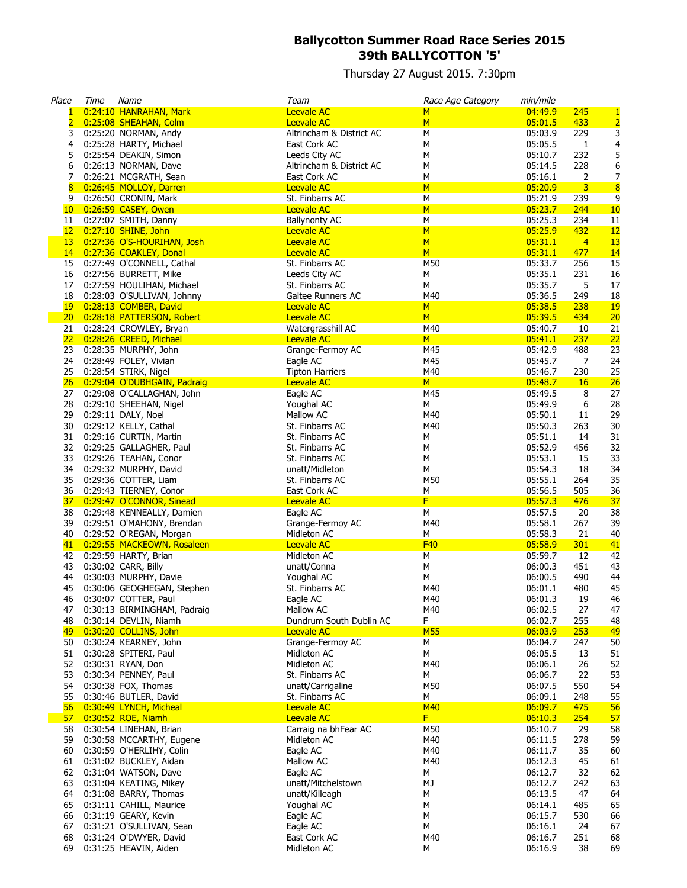# Ballycotton Summer Road Race Series 2015
## 39th BALLYCOTTON '5'

Thursday 27 August 2015. 7:30pm

| Place | Time | Name | Team | Race Age Category | min/mile | | |
|---|---|---|---|---|---|---|---|
| 1 | 0:24:10 | HANRAHAN, Mark | Leevale AC | M | 04:49.9 | 245 | 1 |
| 2 | 0:25:08 | SHEAHAN, Colm | Leevale AC | M | 05:01.5 | 433 | 2 |
| 3 | 0:25:20 | NORMAN, Andy | Altrincham & District AC | M | 05:03.9 | 229 | 3 |
| 4 | 0:25:28 | HARTY, Michael | East Cork AC | M | 05:05.5 | 1 | 4 |
| 5 | 0:25:54 | DEAKIN, Simon | Leeds City AC | M | 05:10.7 | 232 | 5 |
| 6 | 0:26:13 | NORMAN, Dave | Altrincham & District AC | M | 05:14.5 | 228 | 6 |
| 7 | 0:26:21 | MCGRATH, Sean | East Cork AC | M | 05:16.1 | 2 | 7 |
| 8 | 0:26:45 | MOLLOY, Darren | Leevale AC | M | 05:20.9 | 3 | 8 |
| 9 | 0:26:50 | CRONIN, Mark | St. Finbarrs AC | M | 05:21.9 | 239 | 9 |
| 10 | 0:26:59 | CASEY, Owen | Leevale AC | M | 05:23.7 | 244 | 10 |
| 11 | 0:27:07 | SMITH, Danny | Ballynonty AC | M | 05:25.3 | 234 | 11 |
| 12 | 0:27:10 | SHINE, John | Leevale AC | M | 05:25.9 | 432 | 12 |
| 13 | 0:27:36 | O'S-HOURIHAN, Josh | Leevale AC | M | 05:31.1 | 4 | 13 |
| 14 | 0:27:36 | COAKLEY, Donal | Leevale AC | M | 05:31.1 | 477 | 14 |
| 15 | 0:27:49 | O'CONNELL, Cathal | St. Finbarrs AC | M50 | 05:33.7 | 256 | 15 |
| 16 | 0:27:56 | BURRETT, Mike | Leeds City AC | M | 05:35.1 | 231 | 16 |
| 17 | 0:27:59 | HOULIHAN, Michael | St. Finbarrs AC | M | 05:35.7 | 5 | 17 |
| 18 | 0:28:03 | O'SULLIVAN, Johnny | Galtee Runners AC | M40 | 05:36.5 | 249 | 18 |
| 19 | 0:28:13 | COMBER, David | Leevale AC | M | 05:38.5 | 238 | 19 |
| 20 | 0:28:18 | PATTERSON, Robert | Leevale AC | M | 05:39.5 | 434 | 20 |
| 21 | 0:28:24 | CROWLEY, Bryan | Watergrasshill AC | M40 | 05:40.7 | 10 | 21 |
| 22 | 0:28:26 | CREED, Michael | Leevale AC | M | 05:41.1 | 237 | 22 |
| 23 | 0:28:35 | MURPHY, John | Grange-Fermoy AC | M45 | 05:42.9 | 488 | 23 |
| 24 | 0:28:49 | FOLEY, Vivian | Eagle AC | M45 | 05:45.7 | 7 | 24 |
| 25 | 0:28:54 | STIRK, Nigel | Tipton Harriers | M40 | 05:46.7 | 230 | 25 |
| 26 | 0:29:04 | O'DUBHGAIN, Padraig | Leevale AC | M | 05:48.7 | 16 | 26 |
| 27 | 0:29:08 | O'CALLAGHAN, John | Eagle AC | M45 | 05:49.5 | 8 | 27 |
| 28 | 0:29:10 | SHEEHAN, Nigel | Youghal AC | M | 05:49.9 | 6 | 28 |
| 29 | 0:29:11 | DALY, Noel | Mallow AC | M40 | 05:50.1 | 11 | 29 |
| 30 | 0:29:12 | KELLY, Cathal | St. Finbarrs AC | M40 | 05:50.3 | 263 | 30 |
| 31 | 0:29:16 | CURTIN, Martin | St. Finbarrs AC | M | 05:51.1 | 14 | 31 |
| 32 | 0:29:25 | GALLAGHER, Paul | St. Finbarrs AC | M | 05:52.9 | 456 | 32 |
| 33 | 0:29:26 | TEAHAN, Conor | St. Finbarrs AC | M | 05:53.1 | 15 | 33 |
| 34 | 0:29:32 | MURPHY, David | unatt/Midleton | M | 05:54.3 | 18 | 34 |
| 35 | 0:29:36 | COTTER, Liam | St. Finbarrs AC | M50 | 05:55.1 | 264 | 35 |
| 36 | 0:29:43 | TIERNEY, Conor | East Cork AC | M | 05:56.5 | 505 | 36 |
| 37 | 0:29:47 | O'CONNOR, Sinead | Leevale AC | F | 05:57.3 | 476 | 37 |
| 38 | 0:29:48 | KENNEALLY, Damien | Eagle AC | M | 05:57.5 | 20 | 38 |
| 39 | 0:29:51 | O'MAHONY, Brendan | Grange-Fermoy AC | M40 | 05:58.1 | 267 | 39 |
| 40 | 0:29:52 | O'REGAN, Morgan | Midleton AC | M | 05:58.3 | 21 | 40 |
| 41 | 0:29:55 | MACKEOWN, Rosaleen | Leevale AC | F40 | 05:58.9 | 301 | 41 |
| 42 | 0:29:59 | HARTY, Brian | Midleton AC | M | 05:59.7 | 12 | 42 |
| 43 | 0:30:02 | CARR, Billy | unatt/Conna | M | 06:00.3 | 451 | 43 |
| 44 | 0:30:03 | MURPHY, Davie | Youghal AC | M | 06:00.5 | 490 | 44 |
| 45 | 0:30:06 | GEOGHEGAN, Stephen | St. Finbarrs AC | M40 | 06:01.1 | 480 | 45 |
| 46 | 0:30:07 | COTTER, Paul | Eagle AC | M40 | 06:01.3 | 19 | 46 |
| 47 | 0:30:13 | BIRMINGHAM, Padraig | Mallow AC | M40 | 06:02.5 | 27 | 47 |
| 48 | 0:30:14 | DEVLIN, Niamh | Dundrum South Dublin AC | F | 06:02.7 | 255 | 48 |
| 49 | 0:30:20 | COLLINS, John | Leevale AC | M55 | 06:03.9 | 253 | 49 |
| 50 | 0:30:24 | KEARNEY, John | Grange-Fermoy AC | M | 06:04.7 | 247 | 50 |
| 51 | 0:30:28 | SPITERI, Paul | Midleton AC | M | 06:05.5 | 13 | 51 |
| 52 | 0:30:31 | RYAN, Don | Midleton AC | M40 | 06:06.1 | 26 | 52 |
| 53 | 0:30:34 | PENNEY, Paul | St. Finbarrs AC | M | 06:06.7 | 22 | 53 |
| 54 | 0:30:38 | FOX, Thomas | unatt/Carrigaline | M50 | 06:07.5 | 550 | 54 |
| 55 | 0:30:46 | BUTLER, David | St. Finbarrs AC | M | 06:09.1 | 248 | 55 |
| 56 | 0:30:49 | LYNCH, Micheal | Leevale AC | M40 | 06:09.7 | 475 | 56 |
| 57 | 0:30:52 | ROE, Niamh | Leevale AC | F | 06:10.3 | 254 | 57 |
| 58 | 0:30:54 | LINEHAN, Brian | Carraig na bhFear AC | M50 | 06:10.7 | 29 | 58 |
| 59 | 0:30:58 | MCCARTHY, Eugene | Midleton AC | M40 | 06:11.5 | 278 | 59 |
| 60 | 0:30:59 | O'HERLIHY, Colin | Eagle AC | M40 | 06:11.7 | 35 | 60 |
| 61 | 0:31:02 | BUCKLEY, Aidan | Mallow AC | M40 | 06:12.3 | 45 | 61 |
| 62 | 0:31:04 | WATSON, Dave | Eagle AC | M | 06:12.7 | 32 | 62 |
| 63 | 0:31:04 | KEATING, Mikey | unatt/Mitchelstown | MJ | 06:12.7 | 242 | 63 |
| 64 | 0:31:08 | BARRY, Thomas | unatt/Killeagh | M | 06:13.5 | 47 | 64 |
| 65 | 0:31:11 | CAHILL, Maurice | Youghal AC | M | 06:14.1 | 485 | 65 |
| 66 | 0:31:19 | GEARY, Kevin | Eagle AC | M | 06:15.7 | 530 | 66 |
| 67 | 0:31:21 | O'SULLIVAN, Sean | Eagle AC | M | 06:16.1 | 24 | 67 |
| 68 | 0:31:24 | O'DWYER, David | East Cork AC | M40 | 06:16.7 | 251 | 68 |
| 69 | 0:31:25 | HEAVIN, Aiden | Midleton AC | M | 06:16.9 | 38 | 69 |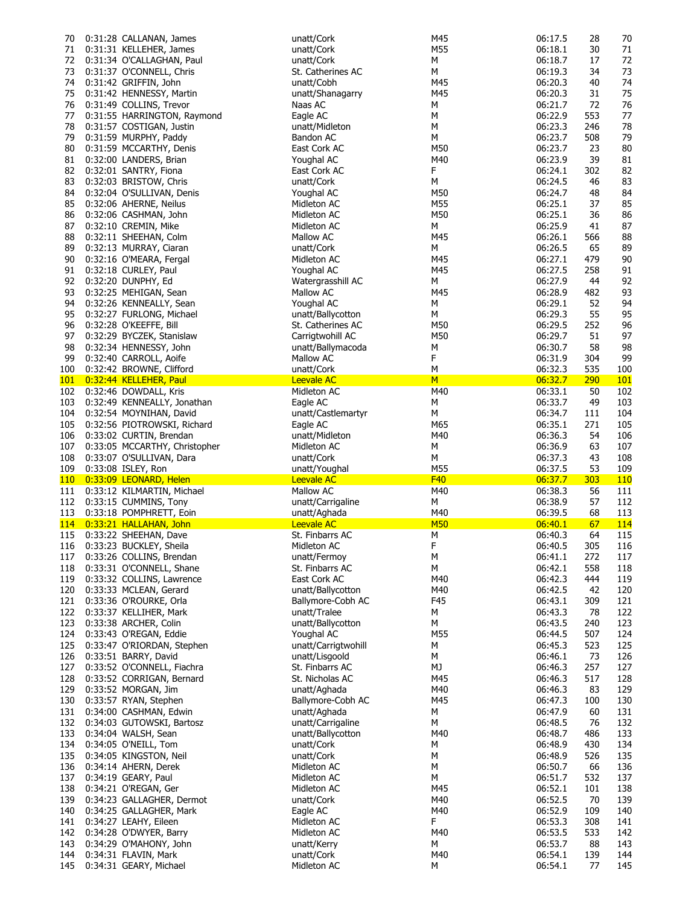| | | | | | | | |
|---|---|---|---|---|---|---|---|
| 70 | 0:31:28 | CALLANAN, James | unatt/Cork | M45 | 06:17.5 | 28 | 70 |
| 71 | 0:31:31 | KELLEHER, James | unatt/Cork | M55 | 06:18.1 | 30 | 71 |
| 72 | 0:31:34 | O'CALLAGHAN, Paul | unatt/Cork | M | 06:18.7 | 17 | 72 |
| 73 | 0:31:37 | O'CONNELL, Chris | St. Catherines AC | M | 06:19.3 | 34 | 73 |
| 74 | 0:31:42 | GRIFFIN, John | unatt/Cobh | M45 | 06:20.3 | 40 | 74 |
| 75 | 0:31:42 | HENNESSY, Martin | unatt/Shanagarry | M45 | 06:20.3 | 31 | 75 |
| 76 | 0:31:49 | COLLINS, Trevor | Naas AC | M | 06:21.7 | 72 | 76 |
| 77 | 0:31:55 | HARRINGTON, Raymond | Eagle AC | M | 06:22.9 | 553 | 77 |
| 78 | 0:31:57 | COSTIGAN, Justin | unatt/Midleton | M | 06:23.3 | 246 | 78 |
| 79 | 0:31:59 | MURPHY, Paddy | Bandon AC | M | 06:23.7 | 508 | 79 |
| 80 | 0:31:59 | MCCARTHY, Denis | East Cork AC | M50 | 06:23.7 | 23 | 80 |
| 81 | 0:32:00 | LANDERS, Brian | Youghal AC | M40 | 06:23.9 | 39 | 81 |
| 82 | 0:32:01 | SANTRY, Fiona | East Cork AC | F | 06:24.1 | 302 | 82 |
| 83 | 0:32:03 | BRISTOW, Chris | unatt/Cork | M | 06:24.5 | 46 | 83 |
| 84 | 0:32:04 | O'SULLIVAN, Denis | Youghal AC | M50 | 06:24.7 | 48 | 84 |
| 85 | 0:32:06 | AHERNE, Neilus | Midleton AC | M55 | 06:25.1 | 37 | 85 |
| 86 | 0:32:06 | CASHMAN, John | Midleton AC | M50 | 06:25.1 | 36 | 86 |
| 87 | 0:32:10 | CREMIN, Mike | Midleton AC | M | 06:25.9 | 41 | 87 |
| 88 | 0:32:11 | SHEEHAN, Colm | Mallow AC | M45 | 06:26.1 | 566 | 88 |
| 89 | 0:32:13 | MURRAY, Ciaran | unatt/Cork | M | 06:26.5 | 65 | 89 |
| 90 | 0:32:16 | O'MEARA, Fergal | Midleton AC | M45 | 06:27.1 | 479 | 90 |
| 91 | 0:32:18 | CURLEY, Paul | Youghal AC | M45 | 06:27.5 | 258 | 91 |
| 92 | 0:32:20 | DUNPHY, Ed | Watergrasshill AC | M | 06:27.9 | 44 | 92 |
| 93 | 0:32:25 | MEHIGAN, Sean | Mallow AC | M45 | 06:28.9 | 482 | 93 |
| 94 | 0:32:26 | KENNEALLY, Sean | Youghal AC | M | 06:29.1 | 52 | 94 |
| 95 | 0:32:27 | FURLONG, Michael | unatt/Ballycotton | M | 06:29.3 | 55 | 95 |
| 96 | 0:32:28 | O'KEEFFE, Bill | St. Catherines AC | M50 | 06:29.5 | 252 | 96 |
| 97 | 0:32:29 | BYCZEK, Stanislaw | Carrigtwohill AC | M50 | 06:29.7 | 51 | 97 |
| 98 | 0:32:34 | HENNESSY, John | unatt/Ballymacoda | M | 06:30.7 | 58 | 98 |
| 99 | 0:32:40 | CARROLL, Aoife | Mallow AC | F | 06:31.9 | 304 | 99 |
| 100 | 0:32:42 | BROWNE, Clifford | unatt/Cork | M | 06:32.3 | 535 | 100 |
| 101 | 0:32:44 | KELLEHER, Paul | Leevale AC | M | 06:32.7 | 290 | 101 |
| 102 | 0:32:46 | DOWDALL, Kris | Midleton AC | M40 | 06:33.1 | 50 | 102 |
| 103 | 0:32:49 | KENNEALLY, Jonathan | Eagle AC | M | 06:33.7 | 49 | 103 |
| 104 | 0:32:54 | MOYNIHAN, David | unatt/Castlemartyr | M | 06:34.7 | 111 | 104 |
| 105 | 0:32:56 | PIOTROWSKI, Richard | Eagle AC | M65 | 06:35.1 | 271 | 105 |
| 106 | 0:33:02 | CURTIN, Brendan | unatt/Midleton | M40 | 06:36.3 | 54 | 106 |
| 107 | 0:33:05 | MCCARTHY, Christopher | Midleton AC | M | 06:36.9 | 63 | 107 |
| 108 | 0:33:07 | O'SULLIVAN, Dara | unatt/Cork | M | 06:37.3 | 43 | 108 |
| 109 | 0:33:08 | ISLEY, Ron | unatt/Youghal | M55 | 06:37.5 | 53 | 109 |
| 110 | 0:33:09 | LEONARD, Helen | Leevale AC | F40 | 06:37.7 | 303 | 110 |
| 111 | 0:33:12 | KILMARTIN, Michael | Mallow AC | M40 | 06:38.3 | 56 | 111 |
| 112 | 0:33:15 | CUMMINS, Tony | unatt/Carrigaline | M | 06:38.9 | 57 | 112 |
| 113 | 0:33:18 | POMPHRETT, Eoin | unatt/Aghada | M40 | 06:39.5 | 68 | 113 |
| 114 | 0:33:21 | HALLAHAN, John | Leevale AC | M50 | 06:40.1 | 67 | 114 |
| 115 | 0:33:22 | SHEEHAN, Dave | St. Finbarrs AC | M | 06:40.3 | 64 | 115 |
| 116 | 0:33:23 | BUCKLEY, Sheila | Midleton AC | F | 06:40.5 | 305 | 116 |
| 117 | 0:33:26 | COLLINS, Brendan | unatt/Fermoy | M | 06:41.1 | 272 | 117 |
| 118 | 0:33:31 | O'CONNELL, Shane | St. Finbarrs AC | M | 06:42.1 | 558 | 118 |
| 119 | 0:33:32 | COLLINS, Lawrence | East Cork AC | M40 | 06:42.3 | 444 | 119 |
| 120 | 0:33:33 | MCLEAN, Gerard | unatt/Ballycotton | M40 | 06:42.5 | 42 | 120 |
| 121 | 0:33:36 | O'ROURKE, Orla | Ballymore-Cobh AC | F45 | 06:43.1 | 309 | 121 |
| 122 | 0:33:37 | KELLIHER, Mark | unatt/Tralee | M | 06:43.3 | 78 | 122 |
| 123 | 0:33:38 | ARCHER, Colin | unatt/Ballycotton | M | 06:43.5 | 240 | 123 |
| 124 | 0:33:43 | O'REGAN, Eddie | Youghal AC | M55 | 06:44.5 | 507 | 124 |
| 125 | 0:33:47 | O'RIORDAN, Stephen | unatt/Carrigtwohill | M | 06:45.3 | 523 | 125 |
| 126 | 0:33:51 | BARRY, David | unatt/Lisgoold | M | 06:46.1 | 73 | 126 |
| 127 | 0:33:52 | O'CONNELL, Fiachra | St. Finbarrs AC | MJ | 06:46.3 | 257 | 127 |
| 128 | 0:33:52 | CORRIGAN, Bernard | St. Nicholas AC | M45 | 06:46.3 | 517 | 128 |
| 129 | 0:33:52 | MORGAN, Jim | unatt/Aghada | M40 | 06:46.3 | 83 | 129 |
| 130 | 0:33:57 | RYAN, Stephen | Ballymore-Cobh AC | M45 | 06:47.3 | 100 | 130 |
| 131 | 0:34:00 | CASHMAN, Edwin | unatt/Aghada | M | 06:47.9 | 60 | 131 |
| 132 | 0:34:03 | GUTOWSKI, Bartosz | unatt/Carrigaline | M | 06:48.5 | 76 | 132 |
| 133 | 0:34:04 | WALSH, Sean | unatt/Ballycotton | M40 | 06:48.7 | 486 | 133 |
| 134 | 0:34:05 | O'NEILL, Tom | unatt/Cork | M | 06:48.9 | 430 | 134 |
| 135 | 0:34:05 | KINGSTON, Neil | unatt/Cork | M | 06:48.9 | 526 | 135 |
| 136 | 0:34:14 | AHERN, Derek | Midleton AC | M | 06:50.7 | 66 | 136 |
| 137 | 0:34:19 | GEARY, Paul | Midleton AC | M | 06:51.7 | 532 | 137 |
| 138 | 0:34:21 | O'REGAN, Ger | Midleton AC | M45 | 06:52.1 | 101 | 138 |
| 139 | 0:34:23 | GALLAGHER, Dermot | unatt/Cork | M40 | 06:52.5 | 70 | 139 |
| 140 | 0:34:25 | GALLAGHER, Mark | Eagle AC | M40 | 06:52.9 | 109 | 140 |
| 141 | 0:34:27 | LEAHY, Eileen | Midleton AC | F | 06:53.3 | 308 | 141 |
| 142 | 0:34:28 | O'DWYER, Barry | Midleton AC | M40 | 06:53.5 | 533 | 142 |
| 143 | 0:34:29 | O'MAHONY, John | unatt/Kerry | M | 06:53.7 | 88 | 143 |
| 144 | 0:34:31 | FLAVIN, Mark | unatt/Cork | M40 | 06:54.1 | 139 | 144 |
| 145 | 0:34:31 | GEARY, Michael | Midleton AC | M | 06:54.1 | 77 | 145 |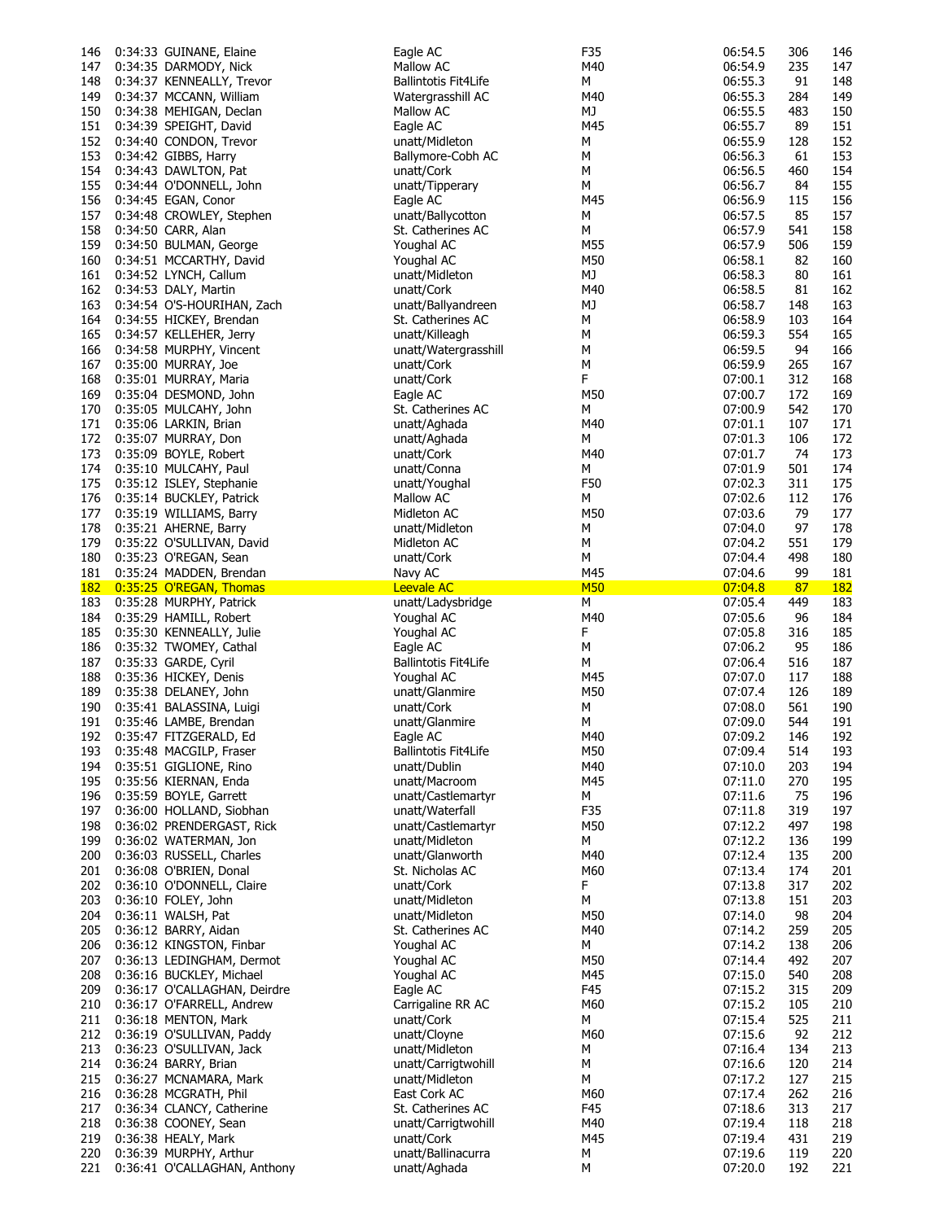| | | | | | | | |
|---|---|---|---|---|---|---|---|
| 146 | 0:34:33 | GUINANE, Elaine | Eagle AC | F35 | 06:54.5 | 306 | 146 |
| 147 | 0:34:35 | DARMODY, Nick | Mallow AC | M40 | 06:54.9 | 235 | 147 |
| 148 | 0:34:37 | KENNEALLY, Trevor | Ballintotis Fit4Life | M | 06:55.3 | 91 | 148 |
| 149 | 0:34:37 | MCCANN, William | Watergrasshill AC | M40 | 06:55.3 | 284 | 149 |
| 150 | 0:34:38 | MEHIGAN, Declan | Mallow AC | MJ | 06:55.5 | 483 | 150 |
| 151 | 0:34:39 | SPEIGHT, David | Eagle AC | M45 | 06:55.7 | 89 | 151 |
| 152 | 0:34:40 | CONDON, Trevor | unatt/Midleton | M | 06:55.9 | 128 | 152 |
| 153 | 0:34:42 | GIBBS, Harry | Ballymore-Cobh AC | M | 06:56.3 | 61 | 153 |
| 154 | 0:34:43 | DAWLTON, Pat | unatt/Cork | M | 06:56.5 | 460 | 154 |
| 155 | 0:34:44 | O'DONNELL, John | unatt/Tipperary | M | 06:56.7 | 84 | 155 |
| 156 | 0:34:45 | EGAN, Conor | Eagle AC | M45 | 06:56.9 | 115 | 156 |
| 157 | 0:34:48 | CROWLEY, Stephen | unatt/Ballycotton | M | 06:57.5 | 85 | 157 |
| 158 | 0:34:50 | CARR, Alan | St. Catherines AC | M | 06:57.9 | 541 | 158 |
| 159 | 0:34:50 | BULMAN, George | Youghal AC | M55 | 06:57.9 | 506 | 159 |
| 160 | 0:34:51 | MCCARTHY, David | Youghal AC | M50 | 06:58.1 | 82 | 160 |
| 161 | 0:34:52 | LYNCH, Callum | unatt/Midleton | MJ | 06:58.3 | 80 | 161 |
| 162 | 0:34:53 | DALY, Martin | unatt/Cork | M40 | 06:58.5 | 81 | 162 |
| 163 | 0:34:54 | O'S-HOURIHAN, Zach | unatt/Ballyandreen | MJ | 06:58.7 | 148 | 163 |
| 164 | 0:34:55 | HICKEY, Brendan | St. Catherines AC | M | 06:58.9 | 103 | 164 |
| 165 | 0:34:57 | KELLEHER, Jerry | unatt/Killeagh | M | 06:59.3 | 554 | 165 |
| 166 | 0:34:58 | MURPHY, Vincent | unatt/Watergrasshill | M | 06:59.5 | 94 | 166 |
| 167 | 0:35:00 | MURRAY, Joe | unatt/Cork | M | 06:59.9 | 265 | 167 |
| 168 | 0:35:01 | MURRAY, Maria | unatt/Cork | F | 07:00.1 | 312 | 168 |
| 169 | 0:35:04 | DESMOND, John | Eagle AC | M50 | 07:00.7 | 172 | 169 |
| 170 | 0:35:05 | MULCAHY, John | St. Catherines AC | M | 07:00.9 | 542 | 170 |
| 171 | 0:35:06 | LARKIN, Brian | unatt/Aghada | M40 | 07:01.1 | 107 | 171 |
| 172 | 0:35:07 | MURRAY, Don | unatt/Aghada | M | 07:01.3 | 106 | 172 |
| 173 | 0:35:09 | BOYLE, Robert | unatt/Cork | M40 | 07:01.7 | 74 | 173 |
| 174 | 0:35:10 | MULCAHY, Paul | unatt/Conna | M | 07:01.9 | 501 | 174 |
| 175 | 0:35:12 | ISLEY, Stephanie | unatt/Youghal | F50 | 07:02.3 | 311 | 175 |
| 176 | 0:35:14 | BUCKLEY, Patrick | Mallow AC | M | 07:02.6 | 112 | 176 |
| 177 | 0:35:19 | WILLIAMS, Barry | Midleton AC | M50 | 07:03.6 | 79 | 177 |
| 178 | 0:35:21 | AHERNE, Barry | unatt/Midleton | M | 07:04.0 | 97 | 178 |
| 179 | 0:35:22 | O'SULLIVAN, David | Midleton AC | M | 07:04.2 | 551 | 179 |
| 180 | 0:35:23 | O'REGAN, Sean | unatt/Cork | M | 07:04.4 | 498 | 180 |
| 181 | 0:35:24 | MADDEN, Brendan | Navy AC | M45 | 07:04.6 | 99 | 181 |
| 182 | 0:35:25 | O'REGAN, Thomas | Leevale AC | M50 | 07:04.8 | 87 | 182 |
| 183 | 0:35:28 | MURPHY, Patrick | unatt/Ladysbridge | M | 07:05.4 | 449 | 183 |
| 184 | 0:35:29 | HAMILL, Robert | Youghal AC | M40 | 07:05.6 | 96 | 184 |
| 185 | 0:35:30 | KENNEALLY, Julie | Youghal AC | F | 07:05.8 | 316 | 185 |
| 186 | 0:35:32 | TWOMEY, Cathal | Eagle AC | M | 07:06.2 | 95 | 186 |
| 187 | 0:35:33 | GARDE, Cyril | Ballintotis Fit4Life | M | 07:06.4 | 516 | 187 |
| 188 | 0:35:36 | HICKEY, Denis | Youghal AC | M45 | 07:07.0 | 117 | 188 |
| 189 | 0:35:38 | DELANEY, John | unatt/Glanmire | M50 | 07:07.4 | 126 | 189 |
| 190 | 0:35:41 | BALASSINA, Luigi | unatt/Cork | M | 07:08.0 | 561 | 190 |
| 191 | 0:35:46 | LAMBE, Brendan | unatt/Glanmire | M | 07:09.0 | 544 | 191 |
| 192 | 0:35:47 | FITZGERALD, Ed | Eagle AC | M40 | 07:09.2 | 146 | 192 |
| 193 | 0:35:48 | MACGILP, Fraser | Ballintotis Fit4Life | M50 | 07:09.4 | 514 | 193 |
| 194 | 0:35:51 | GIGLIONE, Rino | unatt/Dublin | M40 | 07:10.0 | 203 | 194 |
| 195 | 0:35:56 | KIERNAN, Enda | unatt/Macroom | M45 | 07:11.0 | 270 | 195 |
| 196 | 0:35:59 | BOYLE, Garrett | unatt/Castlemartyr | M | 07:11.6 | 75 | 196 |
| 197 | 0:36:00 | HOLLAND, Siobhan | unatt/Waterfall | F35 | 07:11.8 | 319 | 197 |
| 198 | 0:36:02 | PRENDERGAST, Rick | unatt/Castlemartyr | M50 | 07:12.2 | 497 | 198 |
| 199 | 0:36:02 | WATERMAN, Jon | unatt/Midleton | M | 07:12.2 | 136 | 199 |
| 200 | 0:36:03 | RUSSELL, Charles | unatt/Glanworth | M40 | 07:12.4 | 135 | 200 |
| 201 | 0:36:08 | O'BRIEN, Donal | St. Nicholas AC | M60 | 07:13.4 | 174 | 201 |
| 202 | 0:36:10 | O'DONNELL, Claire | unatt/Cork | F | 07:13.8 | 317 | 202 |
| 203 | 0:36:10 | FOLEY, John | unatt/Midleton | M | 07:13.8 | 151 | 203 |
| 204 | 0:36:11 | WALSH, Pat | unatt/Midleton | M50 | 07:14.0 | 98 | 204 |
| 205 | 0:36:12 | BARRY, Aidan | St. Catherines AC | M40 | 07:14.2 | 259 | 205 |
| 206 | 0:36:12 | KINGSTON, Finbar | Youghal AC | M | 07:14.2 | 138 | 206 |
| 207 | 0:36:13 | LEDINGHAM, Dermot | Youghal AC | M50 | 07:14.4 | 492 | 207 |
| 208 | 0:36:16 | BUCKLEY, Michael | Youghal AC | M45 | 07:15.0 | 540 | 208 |
| 209 | 0:36:17 | O'CALLAGHAN, Deirdre | Eagle AC | F45 | 07:15.2 | 315 | 209 |
| 210 | 0:36:17 | O'FARRELL, Andrew | Carrigaline RR AC | M60 | 07:15.2 | 105 | 210 |
| 211 | 0:36:18 | MENTON, Mark | unatt/Cork | M | 07:15.4 | 525 | 211 |
| 212 | 0:36:19 | O'SULLIVAN, Paddy | unatt/Cloyne | M60 | 07:15.6 | 92 | 212 |
| 213 | 0:36:23 | O'SULLIVAN, Jack | unatt/Midleton | M | 07:16.4 | 134 | 213 |
| 214 | 0:36:24 | BARRY, Brian | unatt/Carrigtwohill | M | 07:16.6 | 120 | 214 |
| 215 | 0:36:27 | MCNAMARA, Mark | unatt/Midleton | M | 07:17.2 | 127 | 215 |
| 216 | 0:36:28 | MCGRATH, Phil | East Cork AC | M60 | 07:17.4 | 262 | 216 |
| 217 | 0:36:34 | CLANCY, Catherine | St. Catherines AC | F45 | 07:18.6 | 313 | 217 |
| 218 | 0:36:38 | COONEY, Sean | unatt/Carrigtwohill | M40 | 07:19.4 | 118 | 218 |
| 219 | 0:36:38 | HEALY, Mark | unatt/Cork | M45 | 07:19.4 | 431 | 219 |
| 220 | 0:36:39 | MURPHY, Arthur | unatt/Ballinacurra | M | 07:19.6 | 119 | 220 |
| 221 | 0:36:41 | O'CALLAGHAN, Anthony | unatt/Aghada | M | 07:20.0 | 192 | 221 |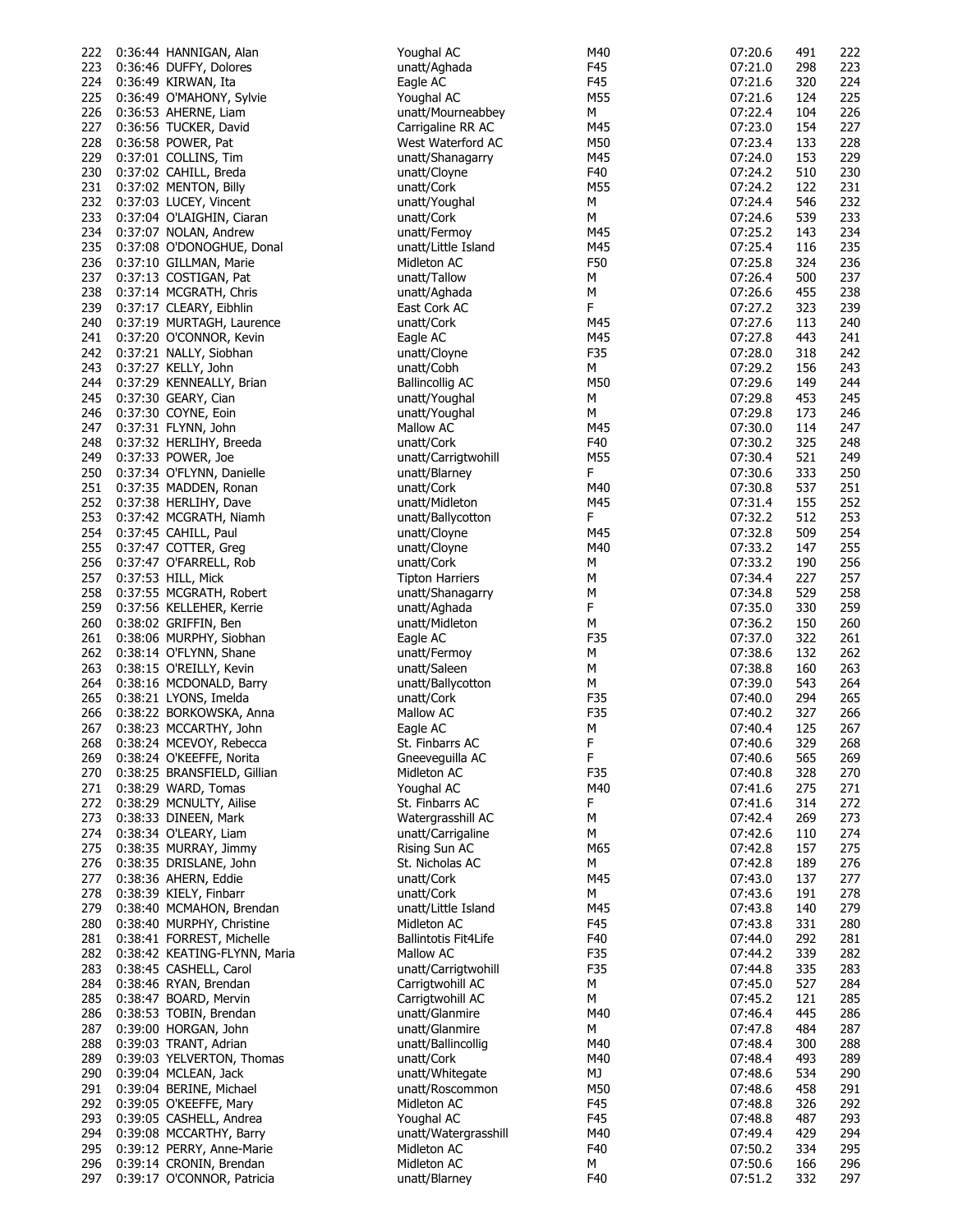| | | | | | | | |
|---|---|---|---|---|---|---|---|
| 222 | 0:36:44 | HANNIGAN, Alan | Youghal AC | M40 | 07:20.6 | 491 | 222 |
| 223 | 0:36:46 | DUFFY, Dolores | unatt/Aghada | F45 | 07:21.0 | 298 | 223 |
| 224 | 0:36:49 | KIRWAN, Ita | Eagle AC | F45 | 07:21.6 | 320 | 224 |
| 225 | 0:36:49 | O'MAHONY, Sylvie | Youghal AC | M55 | 07:21.6 | 124 | 225 |
| 226 | 0:36:53 | AHERNE, Liam | unatt/Mourneabbey | M | 07:22.4 | 104 | 226 |
| 227 | 0:36:56 | TUCKER, David | Carrigaline RR AC | M45 | 07:23.0 | 154 | 227 |
| 228 | 0:36:58 | POWER, Pat | West Waterford AC | M50 | 07:23.4 | 133 | 228 |
| 229 | 0:37:01 | COLLINS, Tim | unatt/Shanagarry | M45 | 07:24.0 | 153 | 229 |
| 230 | 0:37:02 | CAHILL, Breda | unatt/Cloyne | F40 | 07:24.2 | 510 | 230 |
| 231 | 0:37:02 | MENTON, Billy | unatt/Cork | M55 | 07:24.2 | 122 | 231 |
| 232 | 0:37:03 | LUCEY, Vincent | unatt/Youghal | M | 07:24.4 | 546 | 232 |
| 233 | 0:37:04 | O'LAIGHIN, Ciaran | unatt/Cork | M | 07:24.6 | 539 | 233 |
| 234 | 0:37:07 | NOLAN, Andrew | unatt/Fermoy | M45 | 07:25.2 | 143 | 234 |
| 235 | 0:37:08 | O'DONOGHUE, Donal | unatt/Little Island | M45 | 07:25.4 | 116 | 235 |
| 236 | 0:37:10 | GILLMAN, Marie | Midleton AC | F50 | 07:25.8 | 324 | 236 |
| 237 | 0:37:13 | COSTIGAN, Pat | unatt/Tallow | M | 07:26.4 | 500 | 237 |
| 238 | 0:37:14 | MCGRATH, Chris | unatt/Aghada | M | 07:26.6 | 455 | 238 |
| 239 | 0:37:17 | CLEARY, Eibhlin | East Cork AC | F | 07:27.2 | 323 | 239 |
| 240 | 0:37:19 | MURTAGH, Laurence | unatt/Cork | M45 | 07:27.6 | 113 | 240 |
| 241 | 0:37:20 | O'CONNOR, Kevin | Eagle AC | M45 | 07:27.8 | 443 | 241 |
| 242 | 0:37:21 | NALLY, Siobhan | unatt/Cloyne | F35 | 07:28.0 | 318 | 242 |
| 243 | 0:37:27 | KELLY, John | unatt/Cobh | M | 07:29.2 | 156 | 243 |
| 244 | 0:37:29 | KENNEALLY, Brian | Ballincollig AC | M50 | 07:29.6 | 149 | 244 |
| 245 | 0:37:30 | GEARY, Cian | unatt/Youghal | M | 07:29.8 | 453 | 245 |
| 246 | 0:37:30 | COYNE, Eoin | unatt/Youghal | M | 07:29.8 | 173 | 246 |
| 247 | 0:37:31 | FLYNN, John | Mallow AC | M45 | 07:30.0 | 114 | 247 |
| 248 | 0:37:32 | HERLIHY, Breeda | unatt/Cork | F40 | 07:30.2 | 325 | 248 |
| 249 | 0:37:33 | POWER, Joe | unatt/Carrigtwohill | M55 | 07:30.4 | 521 | 249 |
| 250 | 0:37:34 | O'FLYNN, Danielle | unatt/Blarney | F | 07:30.6 | 333 | 250 |
| 251 | 0:37:35 | MADDEN, Ronan | unatt/Cork | M40 | 07:30.8 | 537 | 251 |
| 252 | 0:37:38 | HERLIHY, Dave | unatt/Midleton | M45 | 07:31.4 | 155 | 252 |
| 253 | 0:37:42 | MCGRATH, Niamh | unatt/Ballycotton | F | 07:32.2 | 512 | 253 |
| 254 | 0:37:45 | CAHILL, Paul | unatt/Cloyne | M45 | 07:32.8 | 509 | 254 |
| 255 | 0:37:47 | COTTER, Greg | unatt/Cloyne | M40 | 07:33.2 | 147 | 255 |
| 256 | 0:37:47 | O'FARRELL, Rob | unatt/Cork | M | 07:33.2 | 190 | 256 |
| 257 | 0:37:53 | HILL, Mick | Tipton Harriers | M | 07:34.4 | 227 | 257 |
| 258 | 0:37:55 | MCGRATH, Robert | unatt/Shanagarry | M | 07:34.8 | 529 | 258 |
| 259 | 0:37:56 | KELLEHER, Kerrie | unatt/Aghada | F | 07:35.0 | 330 | 259 |
| 260 | 0:38:02 | GRIFFIN, Ben | unatt/Midleton | M | 07:36.2 | 150 | 260 |
| 261 | 0:38:06 | MURPHY, Siobhan | Eagle AC | F35 | 07:37.0 | 322 | 261 |
| 262 | 0:38:14 | O'FLYNN, Shane | unatt/Fermoy | M | 07:38.6 | 132 | 262 |
| 263 | 0:38:15 | O'REILLY, Kevin | unatt/Saleen | M | 07:38.8 | 160 | 263 |
| 264 | 0:38:16 | MCDONALD, Barry | unatt/Ballycotton | M | 07:39.0 | 543 | 264 |
| 265 | 0:38:21 | LYONS, Imelda | unatt/Cork | F35 | 07:40.0 | 294 | 265 |
| 266 | 0:38:22 | BORKOWSKA, Anna | Mallow AC | F35 | 07:40.2 | 327 | 266 |
| 267 | 0:38:23 | MCCARTHY, John | Eagle AC | M | 07:40.4 | 125 | 267 |
| 268 | 0:38:24 | MCEVOY, Rebecca | St. Finbarrs AC | F | 07:40.6 | 329 | 268 |
| 269 | 0:38:24 | O'KEEFFE, Norita | Gneeveguilla AC | F | 07:40.6 | 565 | 269 |
| 270 | 0:38:25 | BRANSFIELD, Gillian | Midleton AC | F35 | 07:40.8 | 328 | 270 |
| 271 | 0:38:29 | WARD, Tomas | Youghal AC | M40 | 07:41.6 | 275 | 271 |
| 272 | 0:38:29 | MCNULTY, Ailise | St. Finbarrs AC | F | 07:41.6 | 314 | 272 |
| 273 | 0:38:33 | DINEEN, Mark | Watergrasshill AC | M | 07:42.4 | 269 | 273 |
| 274 | 0:38:34 | O'LEARY, Liam | unatt/Carrigaline | M | 07:42.6 | 110 | 274 |
| 275 | 0:38:35 | MURRAY, Jimmy | Rising Sun AC | M65 | 07:42.8 | 157 | 275 |
| 276 | 0:38:35 | DRISLANE, John | St. Nicholas AC | M | 07:42.8 | 189 | 276 |
| 277 | 0:38:36 | AHERN, Eddie | unatt/Cork | M45 | 07:43.0 | 137 | 277 |
| 278 | 0:38:39 | KIELY, Finbarr | unatt/Cork | M | 07:43.6 | 191 | 278 |
| 279 | 0:38:40 | MCMAHON, Brendan | unatt/Little Island | M45 | 07:43.8 | 140 | 279 |
| 280 | 0:38:40 | MURPHY, Christine | Midleton AC | F45 | 07:43.8 | 331 | 280 |
| 281 | 0:38:41 | FORREST, Michelle | Ballintotis Fit4Life | F40 | 07:44.0 | 292 | 281 |
| 282 | 0:38:42 | KEATING-FLYNN, Maria | Mallow AC | F35 | 07:44.2 | 339 | 282 |
| 283 | 0:38:45 | CASHELL, Carol | unatt/Carrigtwohill | F35 | 07:44.8 | 335 | 283 |
| 284 | 0:38:46 | RYAN, Brendan | Carrigtwohill AC | M | 07:45.0 | 527 | 284 |
| 285 | 0:38:47 | BOARD, Mervin | Carrigtwohill AC | M | 07:45.2 | 121 | 285 |
| 286 | 0:38:53 | TOBIN, Brendan | unatt/Glanmire | M40 | 07:46.4 | 445 | 286 |
| 287 | 0:39:00 | HORGAN, John | unatt/Glanmire | M | 07:47.8 | 484 | 287 |
| 288 | 0:39:03 | TRANT, Adrian | unatt/Ballincollig | M40 | 07:48.4 | 300 | 288 |
| 289 | 0:39:03 | YELVERTON, Thomas | unatt/Cork | M40 | 07:48.4 | 493 | 289 |
| 290 | 0:39:04 | MCLEAN, Jack | unatt/Whitegate | MJ | 07:48.6 | 534 | 290 |
| 291 | 0:39:04 | BERINE, Michael | unatt/Roscommon | M50 | 07:48.6 | 458 | 291 |
| 292 | 0:39:05 | O'KEEFFE, Mary | Midleton AC | F45 | 07:48.8 | 326 | 292 |
| 293 | 0:39:05 | CASHELL, Andrea | Youghal AC | F45 | 07:48.8 | 487 | 293 |
| 294 | 0:39:08 | MCCARTHY, Barry | unatt/Watergrasshill | M40 | 07:49.4 | 429 | 294 |
| 295 | 0:39:12 | PERRY, Anne-Marie | Midleton AC | F40 | 07:50.2 | 334 | 295 |
| 296 | 0:39:14 | CRONIN, Brendan | Midleton AC | M | 07:50.6 | 166 | 296 |
| 297 | 0:39:17 | O'CONNOR, Patricia | unatt/Blarney | F40 | 07:51.2 | 332 | 297 |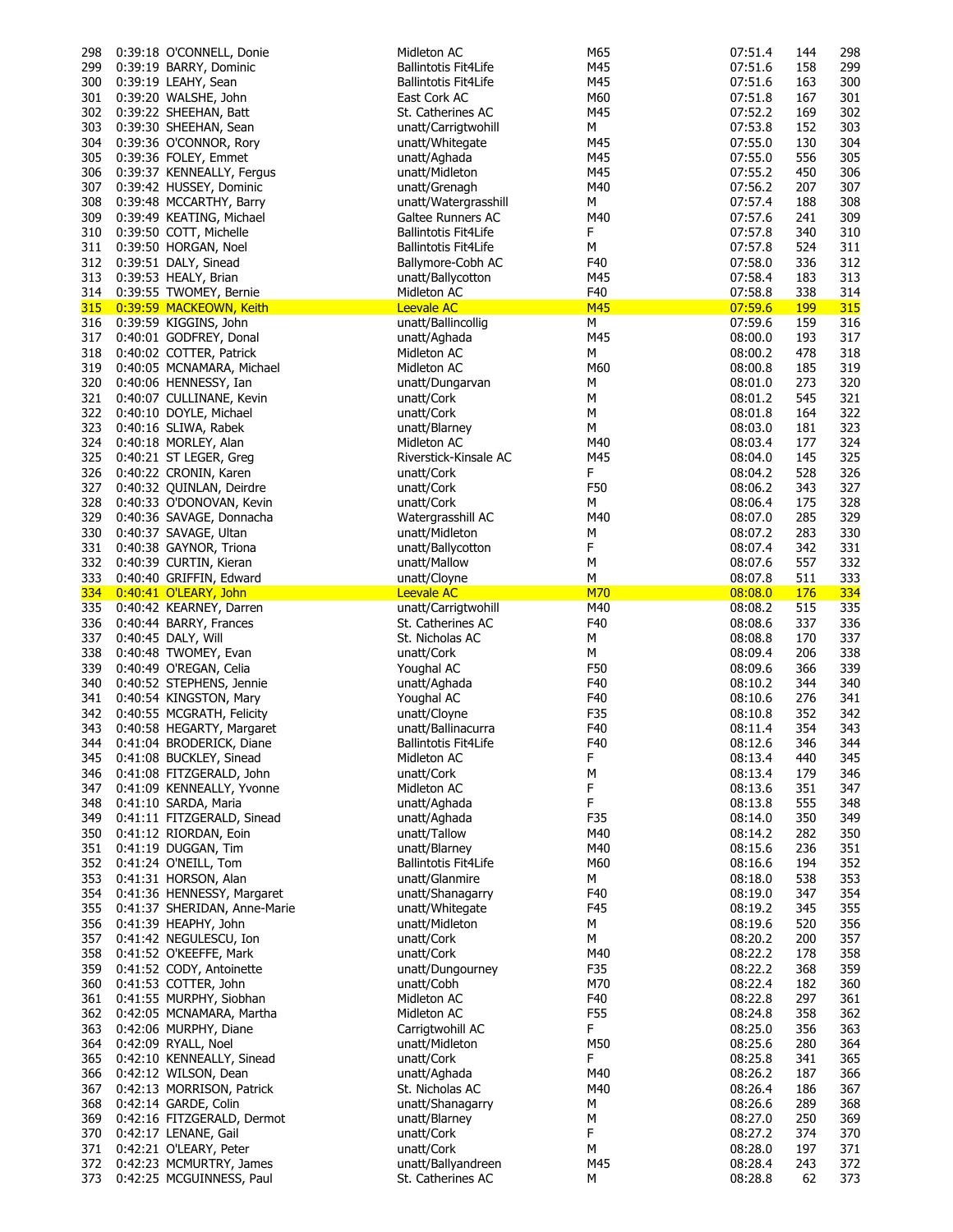| | | | | | | | |
|---|---|---|---|---|---|---|---|
| 298 | 0:39:18 | O'CONNELL, Donie | Midleton AC | M65 | 07:51.4 | 144 | 298 |
| 299 | 0:39:19 | BARRY, Dominic | Ballintotis Fit4Life | M45 | 07:51.6 | 158 | 299 |
| 300 | 0:39:19 | LEAHY, Sean | Ballintotis Fit4Life | M45 | 07:51.6 | 163 | 300 |
| 301 | 0:39:20 | WALSHE, John | East Cork AC | M60 | 07:51.8 | 167 | 301 |
| 302 | 0:39:22 | SHEEHAN, Batt | St. Catherines AC | M45 | 07:52.2 | 169 | 302 |
| 303 | 0:39:30 | SHEEHAN, Sean | unatt/Carrigtwohill | M | 07:53.8 | 152 | 303 |
| 304 | 0:39:36 | O'CONNOR, Rory | unatt/Whitegate | M45 | 07:55.0 | 130 | 304 |
| 305 | 0:39:36 | FOLEY, Emmet | unatt/Aghada | M45 | 07:55.0 | 556 | 305 |
| 306 | 0:39:37 | KENNEALLY, Fergus | unatt/Midleton | M45 | 07:55.2 | 450 | 306 |
| 307 | 0:39:42 | HUSSEY, Dominic | unatt/Grenagh | M40 | 07:56.2 | 207 | 307 |
| 308 | 0:39:48 | MCCARTHY, Barry | unatt/Watergrasshill | M | 07:57.4 | 188 | 308 |
| 309 | 0:39:49 | KEATING, Michael | Galtee Runners AC | M40 | 07:57.6 | 241 | 309 |
| 310 | 0:39:50 | COTT, Michelle | Ballintotis Fit4Life | F | 07:57.8 | 340 | 310 |
| 311 | 0:39:50 | HORGAN, Noel | Ballintotis Fit4Life | M | 07:57.8 | 524 | 311 |
| 312 | 0:39:51 | DALY, Sinead | Ballymore-Cobh AC | F40 | 07:58.0 | 336 | 312 |
| 313 | 0:39:53 | HEALY, Brian | unatt/Ballycotton | M45 | 07:58.4 | 183 | 313 |
| 314 | 0:39:55 | TWOMEY, Bernie | Midleton AC | F40 | 07:58.8 | 338 | 314 |
| 315 | 0:39:59 | MACKEOWN, Keith | Leevale AC | M45 | 07:59.6 | 199 | 315 |
| 316 | 0:39:59 | KIGGINS, John | unatt/Ballincollig | M | 07:59.6 | 159 | 316 |
| 317 | 0:40:01 | GODFREY, Donal | unatt/Aghada | M45 | 08:00.0 | 193 | 317 |
| 318 | 0:40:02 | COTTER, Patrick | Midleton AC | M | 08:00.2 | 478 | 318 |
| 319 | 0:40:05 | MCNAMARA, Michael | Midleton AC | M60 | 08:00.8 | 185 | 319 |
| 320 | 0:40:06 | HENNESSY, Ian | unatt/Dungarvan | M | 08:01.0 | 273 | 320 |
| 321 | 0:40:07 | CULLINANE, Kevin | unatt/Cork | M | 08:01.2 | 545 | 321 |
| 322 | 0:40:10 | DOYLE, Michael | unatt/Cork | M | 08:01.8 | 164 | 322 |
| 323 | 0:40:16 | SLIWA, Rabek | unatt/Blarney | M | 08:03.0 | 181 | 323 |
| 324 | 0:40:18 | MORLEY, Alan | Midleton AC | M40 | 08:03.4 | 177 | 324 |
| 325 | 0:40:21 | ST LEGER, Greg | Riverstick-Kinsale AC | M45 | 08:04.0 | 145 | 325 |
| 326 | 0:40:22 | CRONIN, Karen | unatt/Cork | F | 08:04.2 | 528 | 326 |
| 327 | 0:40:32 | QUINLAN, Deirdre | unatt/Cork | F50 | 08:06.2 | 343 | 327 |
| 328 | 0:40:33 | O'DONOVAN, Kevin | unatt/Cork | M | 08:06.4 | 175 | 328 |
| 329 | 0:40:36 | SAVAGE, Donnacha | Watergrasshill AC | M40 | 08:07.0 | 285 | 329 |
| 330 | 0:40:37 | SAVAGE, Ultan | unatt/Midleton | M | 08:07.2 | 283 | 330 |
| 331 | 0:40:38 | GAYNOR, Triona | unatt/Ballycotton | F | 08:07.4 | 342 | 331 |
| 332 | 0:40:39 | CURTIN, Kieran | unatt/Mallow | M | 08:07.6 | 557 | 332 |
| 333 | 0:40:40 | GRIFFIN, Edward | unatt/Cloyne | M | 08:07.8 | 511 | 333 |
| 334 | 0:40:41 | O'LEARY, John | Leevale AC | M70 | 08:08.0 | 176 | 334 |
| 335 | 0:40:42 | KEARNEY, Darren | unatt/Carrigtwohill | M40 | 08:08.2 | 515 | 335 |
| 336 | 0:40:44 | BARRY, Frances | St. Catherines AC | F40 | 08:08.6 | 337 | 336 |
| 337 | 0:40:45 | DALY, Will | St. Nicholas AC | M | 08:08.8 | 170 | 337 |
| 338 | 0:40:48 | TWOMEY, Evan | unatt/Cork | M | 08:09.4 | 206 | 338 |
| 339 | 0:40:49 | O'REGAN, Celia | Youghal AC | F50 | 08:09.6 | 366 | 339 |
| 340 | 0:40:52 | STEPHENS, Jennie | unatt/Aghada | F40 | 08:10.2 | 344 | 340 |
| 341 | 0:40:54 | KINGSTON, Mary | Youghal AC | F40 | 08:10.6 | 276 | 341 |
| 342 | 0:40:55 | MCGRATH, Felicity | unatt/Cloyne | F35 | 08:10.8 | 352 | 342 |
| 343 | 0:40:58 | HEGARTY, Margaret | unatt/Ballinacurra | F40 | 08:11.4 | 354 | 343 |
| 344 | 0:41:04 | BRODERICK, Diane | Ballintotis Fit4Life | F40 | 08:12.6 | 346 | 344 |
| 345 | 0:41:08 | BUCKLEY, Sinead | Midleton AC | F | 08:13.4 | 440 | 345 |
| 346 | 0:41:08 | FITZGERALD, John | unatt/Cork | M | 08:13.4 | 179 | 346 |
| 347 | 0:41:09 | KENNEALLY, Yvonne | Midleton AC | F | 08:13.6 | 351 | 347 |
| 348 | 0:41:10 | SARDA, Maria | unatt/Aghada | F | 08:13.8 | 555 | 348 |
| 349 | 0:41:11 | FITZGERALD, Sinead | unatt/Aghada | F35 | 08:14.0 | 350 | 349 |
| 350 | 0:41:12 | RIORDAN, Eoin | unatt/Tallow | M40 | 08:14.2 | 282 | 350 |
| 351 | 0:41:19 | DUGGAN, Tim | unatt/Blarney | M40 | 08:15.6 | 236 | 351 |
| 352 | 0:41:24 | O'NEILL, Tom | Ballintotis Fit4Life | M60 | 08:16.6 | 194 | 352 |
| 353 | 0:41:31 | HORSON, Alan | unatt/Glanmire | M | 08:18.0 | 538 | 353 |
| 354 | 0:41:36 | HENNESSY, Margaret | unatt/Shanagarry | F40 | 08:19.0 | 347 | 354 |
| 355 | 0:41:37 | SHERIDAN, Anne-Marie | unatt/Whitegate | F45 | 08:19.2 | 345 | 355 |
| 356 | 0:41:39 | HEAPHY, John | unatt/Midleton | M | 08:19.6 | 520 | 356 |
| 357 | 0:41:42 | NEGULESCU, Ion | unatt/Cork | M | 08:20.2 | 200 | 357 |
| 358 | 0:41:52 | O'KEEFFE, Mark | unatt/Cork | M40 | 08:22.2 | 178 | 358 |
| 359 | 0:41:52 | CODY, Antoinette | unatt/Dungourney | F35 | 08:22.2 | 368 | 359 |
| 360 | 0:41:53 | COTTER, John | unatt/Cobh | M70 | 08:22.4 | 182 | 360 |
| 361 | 0:41:55 | MURPHY, Siobhan | Midleton AC | F40 | 08:22.8 | 297 | 361 |
| 362 | 0:42:05 | MCNAMARA, Martha | Midleton AC | F55 | 08:24.8 | 358 | 362 |
| 363 | 0:42:06 | MURPHY, Diane | Carrigtwohill AC | F | 08:25.0 | 356 | 363 |
| 364 | 0:42:09 | RYALL, Noel | unatt/Midleton | M50 | 08:25.6 | 280 | 364 |
| 365 | 0:42:10 | KENNEALLY, Sinead | unatt/Cork | F | 08:25.8 | 341 | 365 |
| 366 | 0:42:12 | WILSON, Dean | unatt/Aghada | M40 | 08:26.2 | 187 | 366 |
| 367 | 0:42:13 | MORRISON, Patrick | St. Nicholas AC | M40 | 08:26.4 | 186 | 367 |
| 368 | 0:42:14 | GARDE, Colin | unatt/Shanagarry | M | 08:26.6 | 289 | 368 |
| 369 | 0:42:16 | FITZGERALD, Dermot | unatt/Blarney | M | 08:27.0 | 250 | 369 |
| 370 | 0:42:17 | LENANE, Gail | unatt/Cork | F | 08:27.2 | 374 | 370 |
| 371 | 0:42:21 | O'LEARY, Peter | unatt/Cork | M | 08:28.0 | 197 | 371 |
| 372 | 0:42:23 | MCMURTRY, James | unatt/Ballyandreen | M45 | 08:28.4 | 243 | 372 |
| 373 | 0:42:25 | MCGUINNESS, Paul | St. Catherines AC | M | 08:28.8 | 62 | 373 |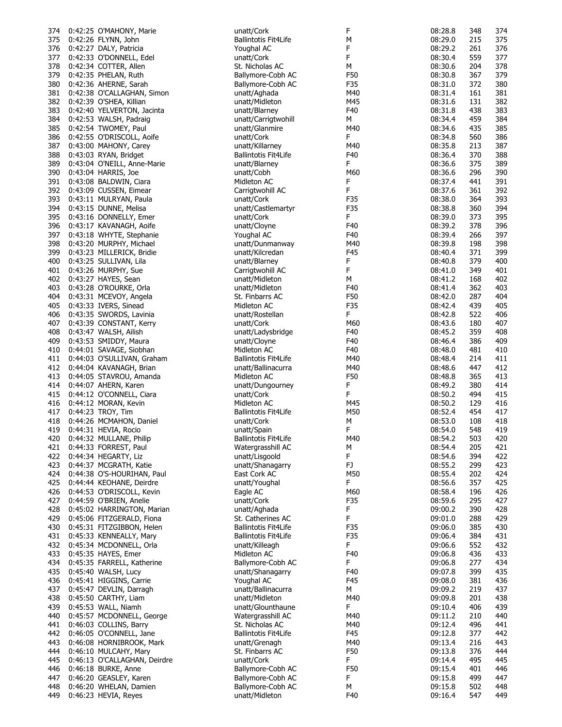| | | | | | | | |
|---|---|---|---|---|---|---|---|
| 374 | 0:42:25 | O'MAHONY, Marie | unatt/Cork | F | 08:28.8 | 348 | 374 |
| 375 | 0:42:26 | FLYNN, John | Ballintotis Fit4Life | M | 08:29.0 | 215 | 375 |
| 376 | 0:42:27 | DALY, Patricia | Youghal AC | F | 08:29.2 | 261 | 376 |
| 377 | 0:42:33 | O'DONNELL, Edel | unatt/Cork | F | 08:30.4 | 559 | 377 |
| 378 | 0:42:34 | COTTER, Allen | St. Nicholas AC | M | 08:30.6 | 204 | 378 |
| 379 | 0:42:35 | PHELAN, Ruth | Ballymore-Cobh AC | F50 | 08:30.8 | 367 | 379 |
| 380 | 0:42:36 | AHERNE, Sarah | Ballymore-Cobh AC | F35 | 08:31.0 | 372 | 380 |
| 381 | 0:42:38 | O'CALLAGHAN, Simon | unatt/Aghada | M40 | 08:31.4 | 161 | 381 |
| 382 | 0:42:39 | O'SHEA, Killian | unatt/Midleton | M45 | 08:31.6 | 131 | 382 |
| 383 | 0:42:40 | YELVERTON, Jacinta | unatt/Blarney | F40 | 08:31.8 | 438 | 383 |
| 384 | 0:42:53 | WALSH, Padraig | unatt/Carrigtwohill | M | 08:34.4 | 459 | 384 |
| 385 | 0:42:54 | TWOMEY, Paul | unatt/Glanmire | M40 | 08:34.6 | 435 | 385 |
| 386 | 0:42:55 | O'DRISCOLL, Aoife | unatt/Cork | F | 08:34.8 | 560 | 386 |
| 387 | 0:43:00 | MAHONY, Carey | unatt/Killarney | M40 | 08:35.8 | 213 | 387 |
| 388 | 0:43:03 | RYAN, Bridget | Ballintotis Fit4Life | F40 | 08:36.4 | 370 | 388 |
| 389 | 0:43:04 | O'NEILL, Anne-Marie | unatt/Blarney | F | 08:36.6 | 375 | 389 |
| 390 | 0:43:04 | HARRIS, Joe | unatt/Cobh | M60 | 08:36.6 | 296 | 390 |
| 391 | 0:43:08 | BALDWIN, Ciara | Midleton AC | F | 08:37.4 | 441 | 391 |
| 392 | 0:43:09 | CUSSEN, Eimear | Carrigtwohill AC | F | 08:37.6 | 361 | 392 |
| 393 | 0:43:11 | MULRYAN, Paula | unatt/Cork | F35 | 08:38.0 | 364 | 393 |
| 394 | 0:43:15 | DUNNE, Melisa | unatt/Castlemartyr | F35 | 08:38.8 | 360 | 394 |
| 395 | 0:43:16 | DONNELLY, Emer | unatt/Cork | F | 08:39.0 | 373 | 395 |
| 396 | 0:43:17 | KAVANAGH, Aoife | unatt/Cloyne | F40 | 08:39.2 | 378 | 396 |
| 397 | 0:43:18 | WHYTE, Stephanie | Youghal AC | F40 | 08:39.4 | 266 | 397 |
| 398 | 0:43:20 | MURPHY, Michael | unatt/Dunmanway | M40 | 08:39.8 | 198 | 398 |
| 399 | 0:43:23 | MILLERICK, Bridie | unatt/Kilcredan | F45 | 08:40.4 | 371 | 399 |
| 400 | 0:43:25 | SULLIVAN, Lila | unatt/Blarney | F | 08:40.8 | 379 | 400 |
| 401 | 0:43:26 | MURPHY, Sue | Carrigtwohill AC | F | 08:41.0 | 349 | 401 |
| 402 | 0:43:27 | HAYES, Sean | unatt/Midleton | M | 08:41.2 | 168 | 402 |
| 403 | 0:43:28 | O'ROURKE, Orla | unatt/Midleton | F40 | 08:41.4 | 362 | 403 |
| 404 | 0:43:31 | MCEVOY, Angela | St. Finbarrs AC | F50 | 08:42.0 | 287 | 404 |
| 405 | 0:43:33 | IVERS, Sinead | Midleton AC | F35 | 08:42.4 | 439 | 405 |
| 406 | 0:43:35 | SWORDS, Lavinia | unatt/Rostellan | F | 08:42.8 | 522 | 406 |
| 407 | 0:43:39 | CONSTANT, Kerry | unatt/Cork | M60 | 08:43.6 | 180 | 407 |
| 408 | 0:43:47 | WALSH, Ailish | unatt/Ladysbridge | F40 | 08:45.2 | 359 | 408 |
| 409 | 0:43:53 | SMIDDY, Maura | unatt/Cloyne | F40 | 08:46.4 | 386 | 409 |
| 410 | 0:44:01 | SAVAGE, Siobhan | Midleton AC | F40 | 08:48.0 | 481 | 410 |
| 411 | 0:44:03 | O'SULLIVAN, Graham | Ballintotis Fit4Life | M40 | 08:48.4 | 214 | 411 |
| 412 | 0:44:04 | KAVANAGH, Brian | unatt/Ballinacurra | M40 | 08:48.6 | 447 | 412 |
| 413 | 0:44:05 | STAVROU, Amanda | Midleton AC | F50 | 08:48.8 | 365 | 413 |
| 414 | 0:44:07 | AHERN, Karen | unatt/Dungourney | F | 08:49.2 | 380 | 414 |
| 415 | 0:44:12 | O'CONNELL, Ciara | unatt/Cork | F | 08:50.2 | 494 | 415 |
| 416 | 0:44:12 | MORAN, Kevin | Midleton AC | M45 | 08:50.2 | 129 | 416 |
| 417 | 0:44:23 | TROY, Tim | Ballintotis Fit4Life | M50 | 08:52.4 | 454 | 417 |
| 418 | 0:44:26 | MCMAHON, Daniel | unatt/Cork | M | 08:53.0 | 108 | 418 |
| 419 | 0:44:31 | HEVIA, Rocio | unatt/Spain | F | 08:54.0 | 548 | 419 |
| 420 | 0:44:32 | MULLANE, Philip | Ballintotis Fit4Life | M40 | 08:54.2 | 503 | 420 |
| 421 | 0:44:33 | FORREST, Paul | Watergrasshill AC | M | 08:54.4 | 205 | 421 |
| 422 | 0:44:34 | HEGARTY, Liz | unatt/Lisgoold | F | 08:54.6 | 394 | 422 |
| 423 | 0:44:37 | MCGRATH, Katie | unatt/Shanagarry | FJ | 08:55.2 | 299 | 423 |
| 424 | 0:44:38 | O'S-HOURIHAN, Paul | East Cork AC | M50 | 08:55.4 | 202 | 424 |
| 425 | 0:44:44 | KEOHANE, Deirdre | unatt/Youghal | F | 08:56.6 | 357 | 425 |
| 426 | 0:44:53 | O'DRISCOLL, Kevin | Eagle AC | M60 | 08:58.4 | 196 | 426 |
| 427 | 0:44:59 | O'BRIEN, Anelie | unatt/Cork | F35 | 08:59.6 | 295 | 427 |
| 428 | 0:45:02 | HARRINGTON, Marian | unatt/Aghada | F | 09:00.2 | 390 | 428 |
| 429 | 0:45:06 | FITZGERALD, Fiona | St. Catherines AC | F | 09:01.0 | 288 | 429 |
| 430 | 0:45:31 | FITZGIBBON, Helen | Ballintotis Fit4Life | F35 | 09:06.0 | 385 | 430 |
| 431 | 0:45:33 | KENNEALLY, Mary | Ballintotis Fit4Life | F35 | 09:06.4 | 384 | 431 |
| 432 | 0:45:34 | MCDONNELL, Orla | unatt/Killeagh | F | 09:06.6 | 552 | 432 |
| 433 | 0:45:35 | HAYES, Emer | Midleton AC | F40 | 09:06.8 | 436 | 433 |
| 434 | 0:45:35 | FARRELL, Katherine | Ballymore-Cobh AC | F | 09:06.8 | 277 | 434 |
| 435 | 0:45:40 | WALSH, Lucy | unatt/Shanagarry | F40 | 09:07.8 | 399 | 435 |
| 436 | 0:45:41 | HIGGINS, Carrie | Youghal AC | F45 | 09:08.0 | 381 | 436 |
| 437 | 0:45:47 | DEVLIN, Darragh | unatt/Ballinacurra | M | 09:09.2 | 219 | 437 |
| 438 | 0:45:50 | CARTHY, Liam | unatt/Midleton | M40 | 09:09.8 | 201 | 438 |
| 439 | 0:45:53 | WALL, Niamh | unatt/Glounthaune | F | 09:10.4 | 406 | 439 |
| 440 | 0:45:57 | MCDONNELL, George | Watergrasshill AC | M40 | 09:11.2 | 210 | 440 |
| 441 | 0:46:03 | COLLINS, Barry | St. Nicholas AC | M40 | 09:12.4 | 496 | 441 |
| 442 | 0:46:05 | O'CONNELL, Jane | Ballintotis Fit4Life | F45 | 09:12.8 | 377 | 442 |
| 443 | 0:46:08 | HORNIBROOK, Mark | unatt/Grenagh | M40 | 09:13.4 | 216 | 443 |
| 444 | 0:46:10 | MULCAHY, Mary | St. Finbarrs AC | F50 | 09:13.8 | 376 | 444 |
| 445 | 0:46:13 | O'CALLAGHAN, Deirdre | unatt/Cork | F | 09:14.4 | 495 | 445 |
| 446 | 0:46:18 | BURKE, Anne | Ballymore-Cobh AC | F50 | 09:15.4 | 401 | 446 |
| 447 | 0:46:20 | GEASLEY, Karen | Ballymore-Cobh AC | F | 09:15.8 | 499 | 447 |
| 448 | 0:46:20 | WHELAN, Damien | Ballymore-Cobh AC | M | 09:15.8 | 502 | 448 |
| 449 | 0:46:23 | HEVIA, Reyes | unatt/Midleton | F40 | 09:16.4 | 547 | 449 |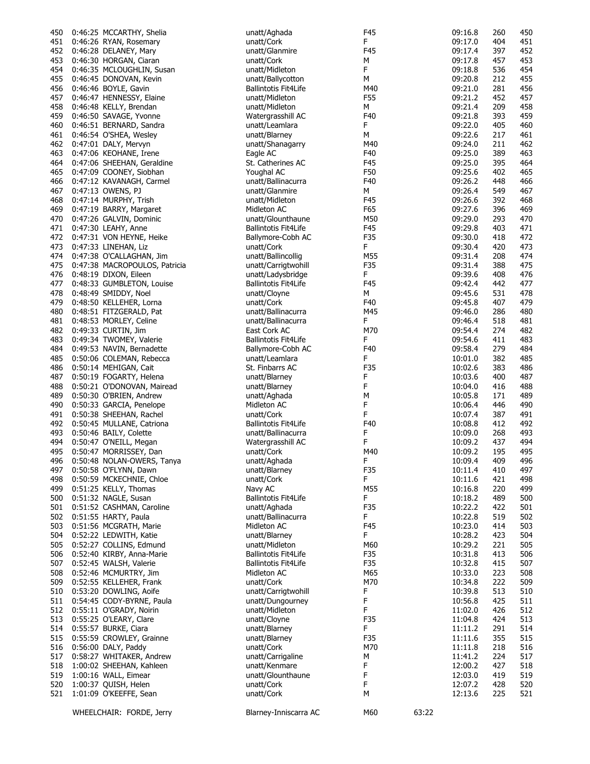| | | | | | | | | |
|---|---|---|---|---|---|---|---|---|
| 450 | 0:46:25 | MCCARTHY, Shelia | unatt/Aghada | F45 | | 09:16.8 | 260 | 450 |
| 451 | 0:46:26 | RYAN, Rosemary | unatt/Cork | F | | 09:17.0 | 404 | 451 |
| 452 | 0:46:28 | DELANEY, Mary | unatt/Glanmire | F45 | | 09:17.4 | 397 | 452 |
| 453 | 0:46:30 | HORGAN, Ciaran | unatt/Cork | M | | 09:17.8 | 457 | 453 |
| 454 | 0:46:35 | MCLOUGHLIN, Susan | unatt/Midleton | F | | 09:18.8 | 536 | 454 |
| 455 | 0:46:45 | DONOVAN, Kevin | unatt/Ballycotton | M | | 09:20.8 | 212 | 455 |
| 456 | 0:46:46 | BOYLE, Gavin | Ballintotis Fit4Life | M40 | | 09:21.0 | 281 | 456 |
| 457 | 0:46:47 | HENNESSY, Elaine | unatt/Midleton | F55 | | 09:21.2 | 452 | 457 |
| 458 | 0:46:48 | KELLY, Brendan | unatt/Midleton | M | | 09:21.4 | 209 | 458 |
| 459 | 0:46:50 | SAVAGE, Yvonne | Watergrasshill AC | F40 | | 09:21.8 | 393 | 459 |
| 460 | 0:46:51 | BERNARD, Sandra | unatt/Leamlara | F | | 09:22.0 | 405 | 460 |
| 461 | 0:46:54 | O'SHEA, Wesley | unatt/Blarney | M | | 09:22.6 | 217 | 461 |
| 462 | 0:47:01 | DALY, Mervyn | unatt/Shanagarry | M40 | | 09:24.0 | 211 | 462 |
| 463 | 0:47:06 | KEOHANE, Irene | Eagle AC | F40 | | 09:25.0 | 389 | 463 |
| 464 | 0:47:06 | SHEEHAN, Geraldine | St. Catherines AC | F45 | | 09:25.0 | 395 | 464 |
| 465 | 0:47:09 | COONEY, Siobhan | Youghal AC | F50 | | 09:25.6 | 402 | 465 |
| 466 | 0:47:12 | KAVANAGH, Carmel | unatt/Ballinacurra | F40 | | 09:26.2 | 448 | 466 |
| 467 | 0:47:13 | OWENS, PJ | unatt/Glanmire | M | | 09:26.4 | 549 | 467 |
| 468 | 0:47:14 | MURPHY, Trish | unatt/Midleton | F45 | | 09:26.6 | 392 | 468 |
| 469 | 0:47:19 | BARRY, Margaret | Midleton AC | F65 | | 09:27.6 | 396 | 469 |
| 470 | 0:47:26 | GALVIN, Dominic | unatt/Glounthaune | M50 | | 09:29.0 | 293 | 470 |
| 471 | 0:47:30 | LEAHY, Anne | Ballintotis Fit4Life | F45 | | 09:29.8 | 403 | 471 |
| 472 | 0:47:31 | VON HEYNE, Heike | Ballymore-Cobh AC | F35 | | 09:30.0 | 418 | 472 |
| 473 | 0:47:33 | LINEHAN, Liz | unatt/Cork | F | | 09:30.4 | 420 | 473 |
| 474 | 0:47:38 | O'CALLAGHAN, Jim | unatt/Ballincollig | M55 | | 09:31.4 | 208 | 474 |
| 475 | 0:47:38 | MACROPOULOS, Patricia | unatt/Carrigtwohill | F35 | | 09:31.4 | 388 | 475 |
| 476 | 0:48:19 | DIXON, Eileen | unatt/Ladysbridge | F | | 09:39.6 | 408 | 476 |
| 477 | 0:48:33 | GUMBLETON, Louise | Ballintotis Fit4Life | F45 | | 09:42.4 | 442 | 477 |
| 478 | 0:48:49 | SMIDDY, Noel | unatt/Cloyne | M | | 09:45.6 | 531 | 478 |
| 479 | 0:48:50 | KELLEHER, Lorna | unatt/Cork | F40 | | 09:45.8 | 407 | 479 |
| 480 | 0:48:51 | FITZGERALD, Pat | unatt/Ballinacurra | M45 | | 09:46.0 | 286 | 480 |
| 481 | 0:48:53 | MORLEY, Celine | unatt/Ballinacurra | F | | 09:46.4 | 518 | 481 |
| 482 | 0:49:33 | CURTIN, Jim | East Cork AC | M70 | | 09:54.4 | 274 | 482 |
| 483 | 0:49:34 | TWOMEY, Valerie | Ballintotis Fit4Life | F | | 09:54.6 | 411 | 483 |
| 484 | 0:49:53 | NAVIN, Bernadette | Ballymore-Cobh AC | F40 | | 09:58.4 | 279 | 484 |
| 485 | 0:50:06 | COLEMAN, Rebecca | unatt/Leamlara | F | | 10:01.0 | 382 | 485 |
| 486 | 0:50:14 | MEHIGAN, Cait | St. Finbarrs AC | F35 | | 10:02.6 | 383 | 486 |
| 487 | 0:50:19 | FOGARTY, Helena | unatt/Blarney | F | | 10:03.6 | 400 | 487 |
| 488 | 0:50:21 | O'DONOVAN, Mairead | unatt/Blarney | F | | 10:04.0 | 416 | 488 |
| 489 | 0:50:30 | O'BRIEN, Andrew | unatt/Aghada | M | | 10:05.8 | 171 | 489 |
| 490 | 0:50:33 | GARCIA, Penelope | Midleton AC | F | | 10:06.4 | 446 | 490 |
| 491 | 0:50:38 | SHEEHAN, Rachel | unatt/Cork | F | | 10:07.4 | 387 | 491 |
| 492 | 0:50:45 | MULLANE, Catriona | Ballintotis Fit4Life | F40 | | 10:08.8 | 412 | 492 |
| 493 | 0:50:46 | BAILY, Colette | unatt/Ballinacurra | F | | 10:09.0 | 268 | 493 |
| 494 | 0:50:47 | O'NEILL, Megan | Watergrasshill AC | F | | 10:09.2 | 437 | 494 |
| 495 | 0:50:47 | MORRISSEY, Dan | unatt/Cork | M40 | | 10:09.2 | 195 | 495 |
| 496 | 0:50:48 | NOLAN-OWERS, Tanya | unatt/Aghada | F | | 10:09.4 | 409 | 496 |
| 497 | 0:50:58 | O'FLYNN, Dawn | unatt/Blarney | F35 | | 10:11.4 | 410 | 497 |
| 498 | 0:50:59 | MCKECHNIE, Chloe | unatt/Cork | F | | 10:11.6 | 421 | 498 |
| 499 | 0:51:25 | KELLY, Thomas | Navy AC | M55 | | 10:16.8 | 220 | 499 |
| 500 | 0:51:32 | NAGLE, Susan | Ballintotis Fit4Life | F | | 10:18.2 | 489 | 500 |
| 501 | 0:51:52 | CASHMAN, Caroline | unatt/Aghada | F35 | | 10:22.2 | 422 | 501 |
| 502 | 0:51:55 | HARTY, Paula | unatt/Ballinacurra | F | | 10:22.8 | 519 | 502 |
| 503 | 0:51:56 | MCGRATH, Marie | Midleton AC | F45 | | 10:23.0 | 414 | 503 |
| 504 | 0:52:22 | LEDWITH, Katie | unatt/Blarney | F | | 10:28.2 | 423 | 504 |
| 505 | 0:52:27 | COLLINS, Edmund | unatt/Midleton | M60 | | 10:29.2 | 221 | 505 |
| 506 | 0:52:40 | KIRBY, Anna-Marie | Ballintotis Fit4Life | F35 | | 10:31.8 | 413 | 506 |
| 507 | 0:52:45 | WALSH, Valerie | Ballintotis Fit4Life | F35 | | 10:32.8 | 415 | 507 |
| 508 | 0:52:46 | MCMURTRY, Jim | Midleton AC | M65 | | 10:33.0 | 223 | 508 |
| 509 | 0:52:55 | KELLEHER, Frank | unatt/Cork | M70 | | 10:34.8 | 222 | 509 |
| 510 | 0:53:20 | DOWLING, Aoife | unatt/Carrigtwohill | F | | 10:39.8 | 513 | 510 |
| 511 | 0:54:45 | CODY-BYRNE, Paula | unatt/Dungourney | F | | 10:56.8 | 425 | 511 |
| 512 | 0:55:11 | O'GRADY, Noirin | unatt/Midleton | F | | 11:02.0 | 426 | 512 |
| 513 | 0:55:25 | O'LEARY, Clare | unatt/Cloyne | F35 | | 11:04.8 | 424 | 513 |
| 514 | 0:55:57 | BURKE, Ciara | unatt/Blarney | F | | 11:11.2 | 291 | 514 |
| 515 | 0:55:59 | CROWLEY, Grainne | unatt/Blarney | F35 | | 11:11.6 | 355 | 515 |
| 516 | 0:56:00 | DALY, Paddy | unatt/Cork | M70 | | 11:11.8 | 218 | 516 |
| 517 | 0:58:27 | WHITAKER, Andrew | unatt/Carrigaline | M | | 11:41.2 | 224 | 517 |
| 518 | 1:00:02 | SHEEHAN, Kahleen | unatt/Kenmare | F | | 12:00.2 | 427 | 518 |
| 519 | 1:00:16 | WALL, Eimear | unatt/Glounthaune | F | | 12:03.0 | 419 | 519 |
| 520 | 1:00:37 | QUISH, Helen | unatt/Cork | F | | 12:07.2 | 428 | 520 |
| 521 | 1:01:09 | O'KEEFFE, Sean | unatt/Cork | M | | 12:13.6 | 225 | 521 |
| | WHEELCHAIR: | FORDE, Jerry | Blarney-Inniscarra AC | M60 | 63:22 | | | |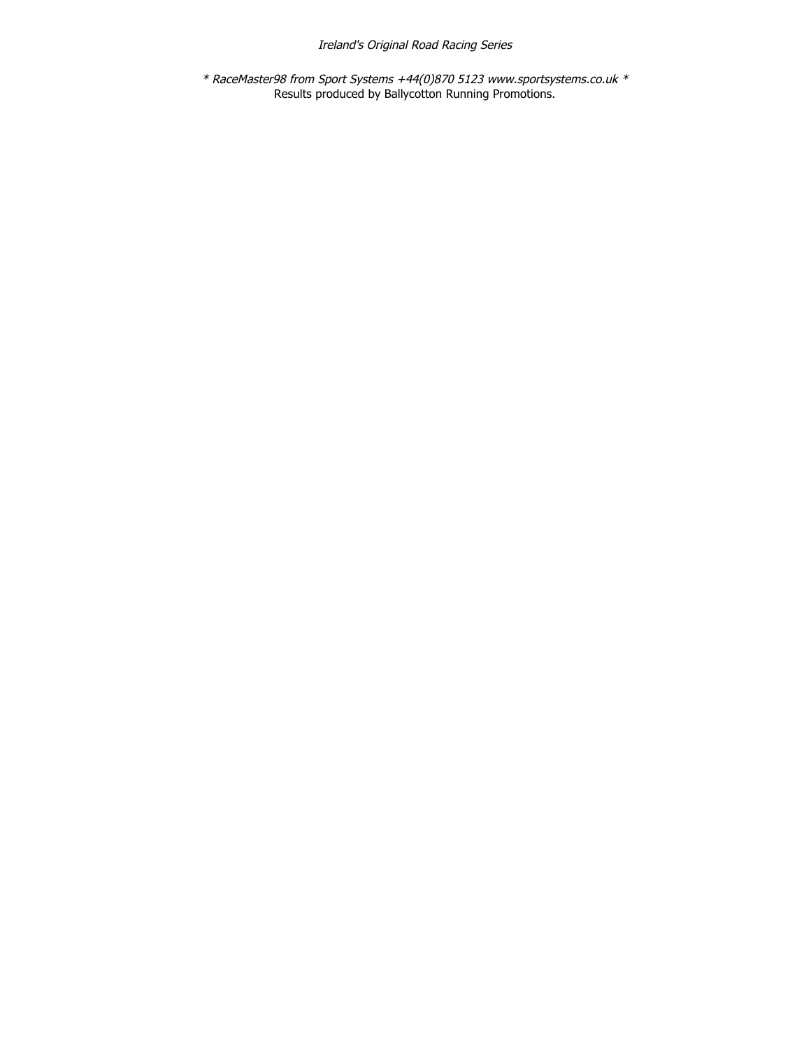*Ireland's Original Road Racing Series*

*\* RaceMaster98 from Sport Systems +44(0)870 5123 www.sportsystems.co.uk \**
Results produced by Ballycotton Running Promotions.